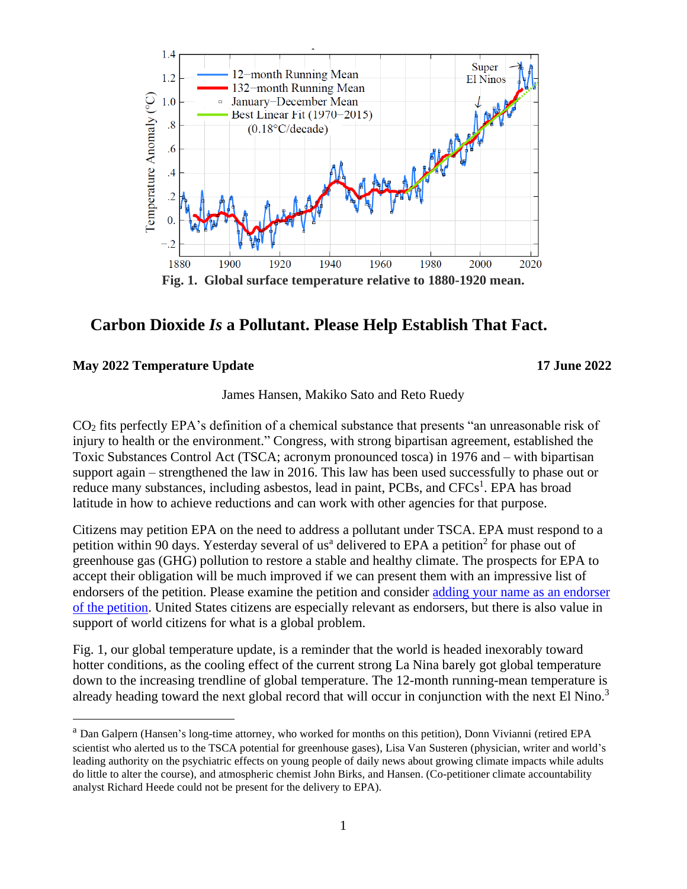Fig. 1. Global surface temperature relative to 1880-1920 mean.

# Carbon Dioxide *Is* a Pollutant. Please Help Establish That Fact.

**May 2022 Temperature Update** **17 June 2022**

James Hansen, Makiko Sato and Reto Ruedy

$CO_2$ fits perfectly EPA's definition of a chemical substance that presents "an unreasonable risk of injury to health or the environment." Congress, with strong bipartisan agreement, established the Toxic Substances Control Act (TSCA; acronym pronounced tosca) in 1976 and – with bipartisan support again – strengthened the law in 2016. This law has been used successfully to phase out or reduce many substances, including asbestos, lead in paint, PCBs, and CFCs[1]. EPA has broad latitude in how to achieve reductions and can work with other agencies for that purpose.

Citizens may petition EPA on the need to address a pollutant under TSCA. EPA must respond to a petition within 90 days. Yesterday several of us[a] delivered to EPA a petition[2] for phase out of greenhouse gas (GHG) pollution to restore a stable and healthy climate. The prospects for EPA to accept their obligation will be much improved if we can present them with an impressive list of endorsers of the petition. Please examine the petition and consider adding your name as an endorser of the petition. United States citizens are especially relevant as endorsers, but there is also value in support of world citizens for what is a global problem.

Fig. 1, our global temperature update, is a reminder that the world is headed inexorably toward hotter conditions, as the cooling effect of the current strong La Nina barely got global temperature down to the increasing trendline of global temperature. The 12-month running-mean temperature is already heading toward the next global record that will occur in conjunction with the next El Nino.[3]

---

[a] Dan Galpern (Hansen's long-time attorney, who worked for months on this petition), Donn Viviannni (retired EPA scientist who alerted us to the TSCA potential for greenhouse gases), Lisa Van Susteren (physician, writer and world's leading authority on the psychiatric effects on young people of daily news about growing climate impacts while adults do little to alter the course), and atmospheric chemist John Birks, and Hansen. (Co-petitioner climate accountability analyst Richard Heede could not be present for the delivery to EPA).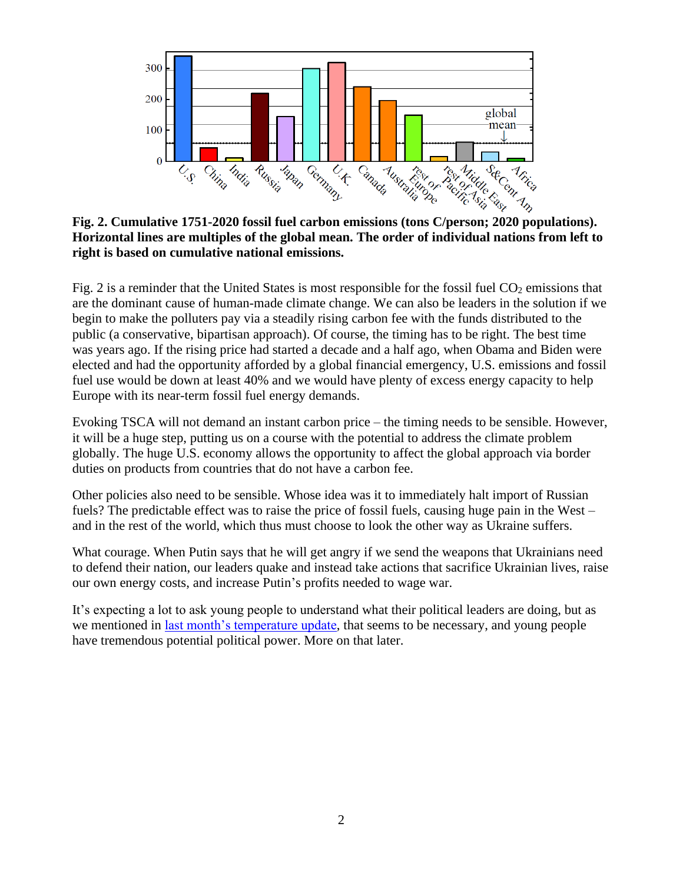**Fig. 2. Cumulative 1751-2020 fossil fuel carbon emissions (tons C/person; 2020 populations). Horizontal lines are multiples of the global mean. The order of individual nations from left to right is based on cumulative national emissions.**

Fig. 2 is a reminder that the United States is most responsible for the fossil fuel $CO_2$ emissions that are the dominant cause of human-made climate change. We can also be leaders in the solution if we begin to make the polluters pay via a steadily rising carbon fee with the funds distributed to the public (a conservative, bipartisan approach). Of course, the timing has to be right. The best time was years ago. If the rising price had started a decade and a half ago, when Obama and Biden were elected and had the opportunity afforded by a global financial emergency, U.S. emissions and fossil fuel use would be down at least 40% and we would have plenty of excess energy capacity to help Europe with its near-term fossil fuel energy demands.

Evoking TSCA will not demand an instant carbon price – the timing needs to be sensible. However, it will be a huge step, putting us on a course with the potential to address the climate problem globally. The huge U.S. economy allows the opportunity to affect the global approach via border duties on products from countries that do not have a carbon fee.

Other policies also need to be sensible. Whose idea was it to immediately halt import of Russian fuels? The predictable effect was to raise the price of fossil fuels, causing huge pain in the West – and in the rest of the world, which thus must choose to look the other way as Ukraine suffers.

What courage. When Putin says that he will get angry if we send the weapons that Ukrainians need to defend their nation, our leaders quake and instead take actions that sacrifice Ukrainian lives, raise our own energy costs, and increase Putin's profits needed to wage war.

It's expecting a lot to ask young people to understand what their political leaders are doing, but as we mentioned in last month's temperature update, that seems to be necessary, and young people have tremendous potential political power. More on that later.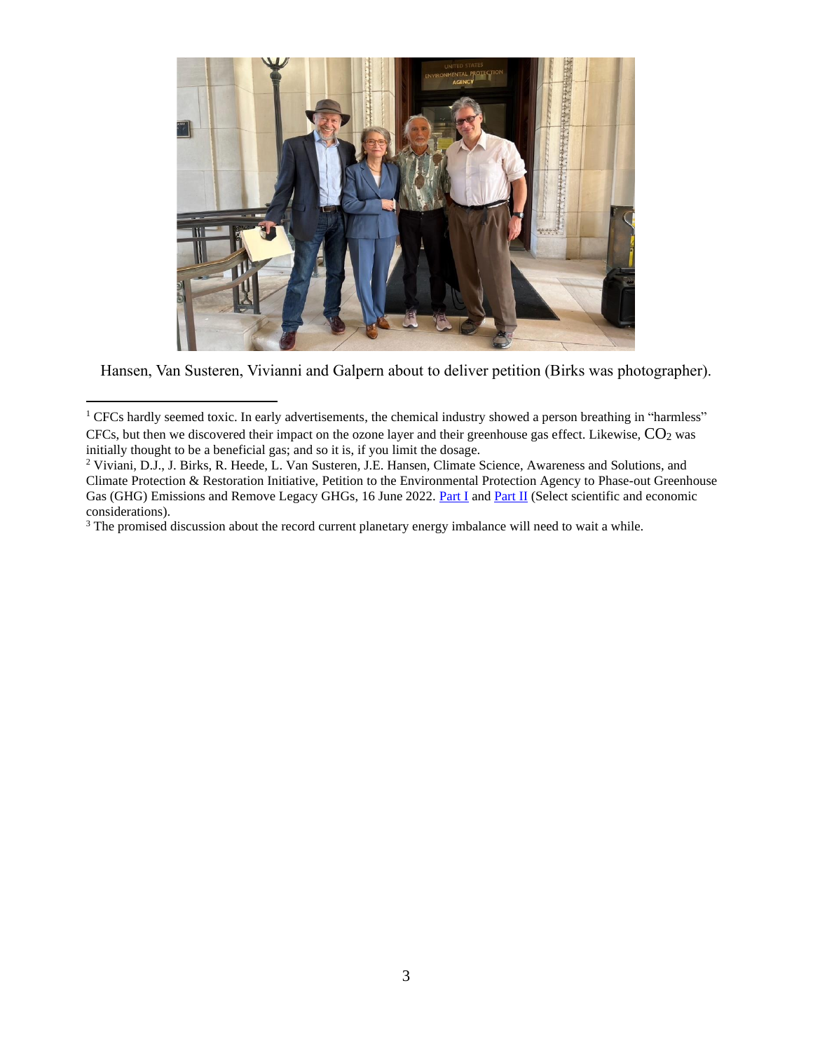Hansen, Van Susteren, Vivianni and Galpern about to deliver petition (Birks was photographer).

[1] CFCs hardly seemed toxic. In early advertisements, the chemical industry showed a person breathing in "harmless" CFCs, but then we discovered their impact on the ozone layer and their greenhouse gas effect. Likewise, $CO_2$ was initially thought to be a beneficial gas; and so it is, if you limit the dosage.

[2] Viviani, D.J., J. Birks, R. Heede, L. Van Susteren, J.E. Hansen, Climate Science, Awareness and Solutions, and Climate Protection & Restoration Initiative, Petition to the Environmental Protection Agency to Phase-out Greenhouse Gas (GHG) Emissions and Remove Legacy GHGs, 16 June 2022. Part I and Part II (Select scientific and economic considerations).

[3] The promised discussion about the record current planetary energy imbalance will need to wait a while.